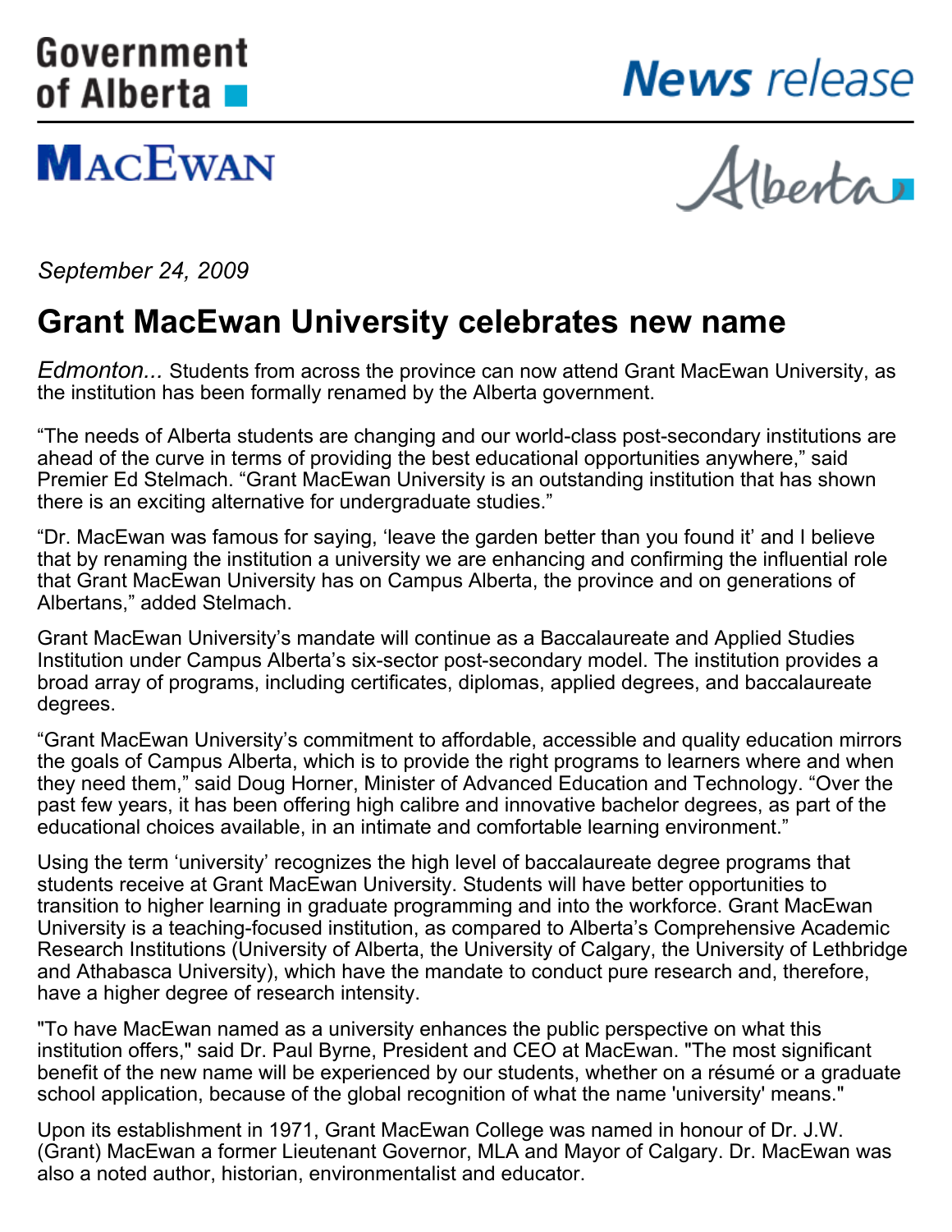Government of Alberta

*News release*

MACEWAN

Alberta

*September 24, 2009*

# Grant MacEwan University celebrates new name

*Edmonton...* Students from across the province can now attend Grant MacEwan University, as the institution has been formally renamed by the Alberta government.

"The needs of Alberta students are changing and our world-class post-secondary institutions are ahead of the curve in terms of providing the best educational opportunities anywhere," said Premier Ed Stelmach. "Grant MacEwan University is an outstanding institution that has shown there is an exciting alternative for undergraduate studies."

"Dr. MacEwan was famous for saying, 'leave the garden better than you found it' and I believe that by renaming the institution a university we are enhancing and confirming the influential role that Grant MacEwan University has on Campus Alberta, the province and on generations of Albertans," added Stelmach.

Grant MacEwan University's mandate will continue as a Baccalaureate and Applied Studies Institution under Campus Alberta's six-sector post-secondary model. The institution provides a broad array of programs, including certificates, diplomas, applied degrees, and baccalaureate degrees.

"Grant MacEwan University's commitment to affordable, accessible and quality education mirrors the goals of Campus Alberta, which is to provide the right programs to learners where and when they need them," said Doug Horner, Minister of Advanced Education and Technology. "Over the past few years, it has been offering high calibre and innovative bachelor degrees, as part of the educational choices available, in an intimate and comfortable learning environment."

Using the term 'university' recognizes the high level of baccalaureate degree programs that students receive at Grant MacEwan University. Students will have better opportunities to transition to higher learning in graduate programming and into the workforce. Grant MacEwan University is a teaching-focused institution, as compared to Alberta's Comprehensive Academic Research Institutions (University of Alberta, the University of Calgary, the University of Lethbridge and Athabasca University), which have the mandate to conduct pure research and, therefore, have a higher degree of research intensity.

"To have MacEwan named as a university enhances the public perspective on what this institution offers," said Dr. Paul Byrne, President and CEO at MacEwan. "The most significant benefit of the new name will be experienced by our students, whether on a résumé or a graduate school application, because of the global recognition of what the name 'university' means."

Upon its establishment in 1971, Grant MacEwan College was named in honour of Dr. J.W. (Grant) MacEwan a former Lieutenant Governor, MLA and Mayor of Calgary. Dr. MacEwan was also a noted author, historian, environmentalist and educator.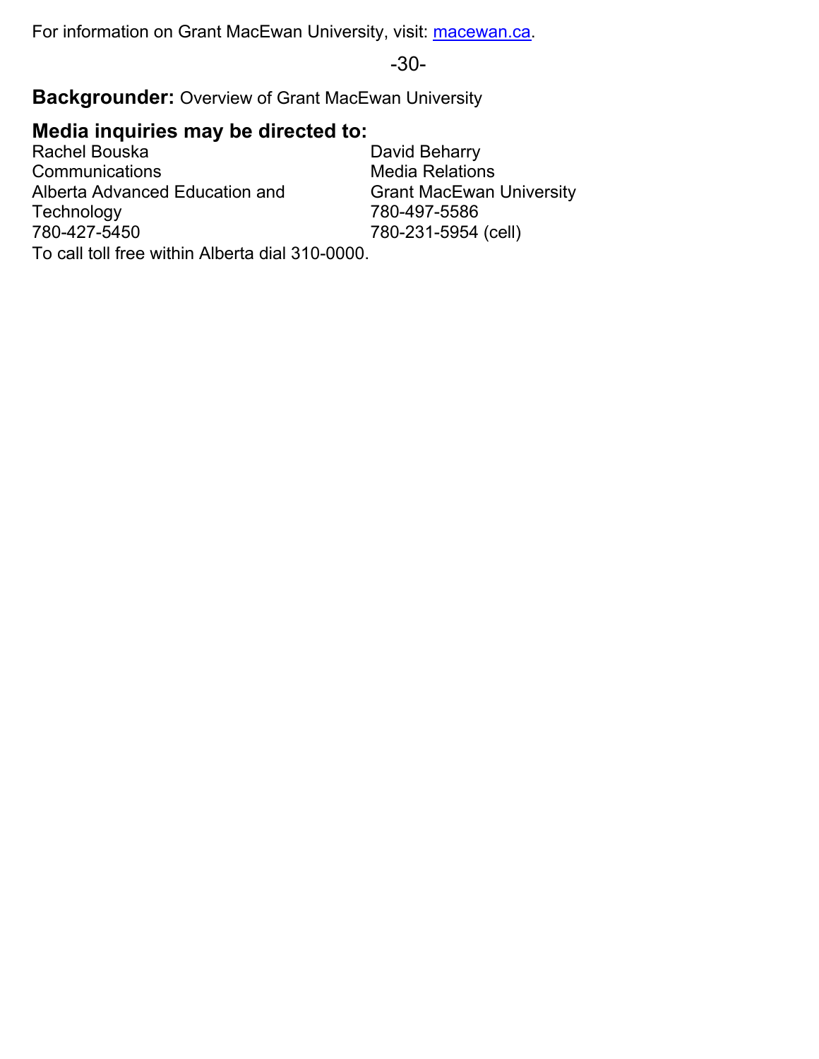For information on Grant MacEwan University, visit: [macewan.ca](macewan.ca).

-30-

**Backgrounder:** Overview of Grant MacEwan University

**Media inquiries may be directed to:**

Rachel Bouska
Communications
Alberta Advanced Education and Technology
780-427-5450

David Beharry
Media Relations
Grant MacEwan University
780-497-5586
780-231-5954 (cell)

To call toll free within Alberta dial 310-0000.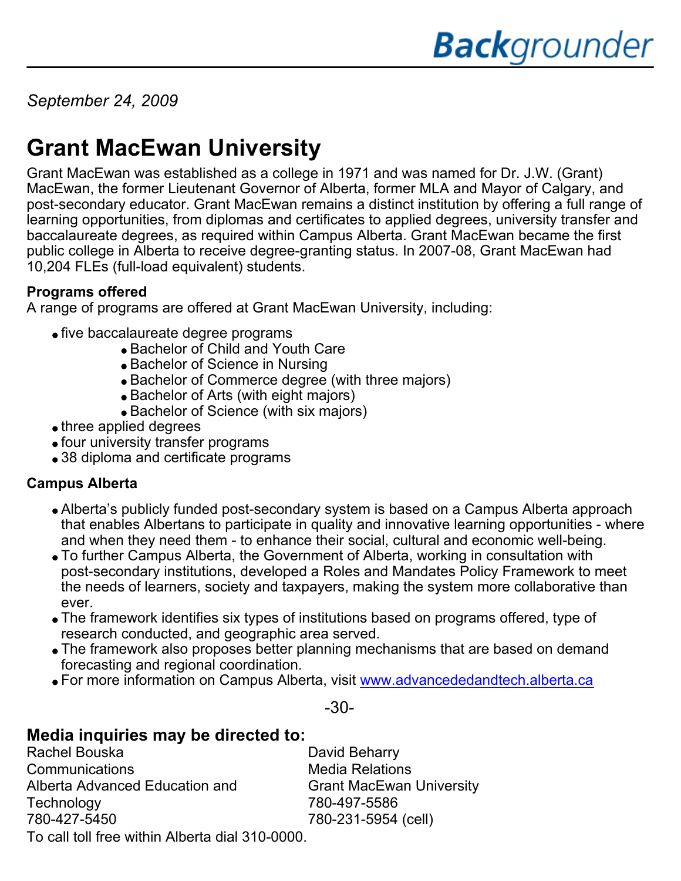# Backgrounder

*September 24, 2009*

## Grant MacEwan University

Grant MacEwan was established as a college in 1971 and was named for Dr. J.W. (Grant) MacEwan, the former Lieutenant Governor of Alberta, former MLA and Mayor of Calgary, and post-secondary educator. Grant MacEwan remains a distinct institution by offering a full range of learning opportunities, from diplomas and certificates to applied degrees, university transfer and baccalaureate degrees, as required within Campus Alberta. Grant MacEwan became the first public college in Alberta to receive degree-granting status. In 2007-08, Grant MacEwan had 10,204 FLEs (full-load equivalent) students.

**Programs offered**

A range of programs are offered at Grant MacEwan University, including:

- five baccalaureate degree programs
  - Bachelor of Child and Youth Care
  - Bachelor of Science in Nursing
  - Bachelor of Commerce degree (with three majors)
  - Bachelor of Arts (with eight majors)
  - Bachelor of Science (with six majors)
- three applied degrees
- four university transfer programs
- 38 diploma and certificate programs

**Campus Alberta**

- Alberta's publicly funded post-secondary system is based on a Campus Alberta approach that enables Albertans to participate in quality and innovative learning opportunities - where and when they need them - to enhance their social, cultural and economic well-being.
- To further Campus Alberta, the Government of Alberta, working in consultation with post-secondary institutions, developed a Roles and Mandates Policy Framework to meet the needs of learners, society and taxpayers, making the system more collaborative than ever.
- The framework identifies six types of institutions based on programs offered, type of research conducted, and geographic area served.
- The framework also proposes better planning mechanisms that are based on demand forecasting and regional coordination.
- For more information on Campus Alberta, visit www.advancededandtech.alberta.ca

-30-

### Media inquiries may be directed to:

Rachel Bouska
Communications
Alberta Advanced Education and Technology
780-427-5450

David Beharry
Media Relations
Grant MacEwan University
780-497-5586
780-231-5954 (cell)

To call toll free within Alberta dial 310-0000.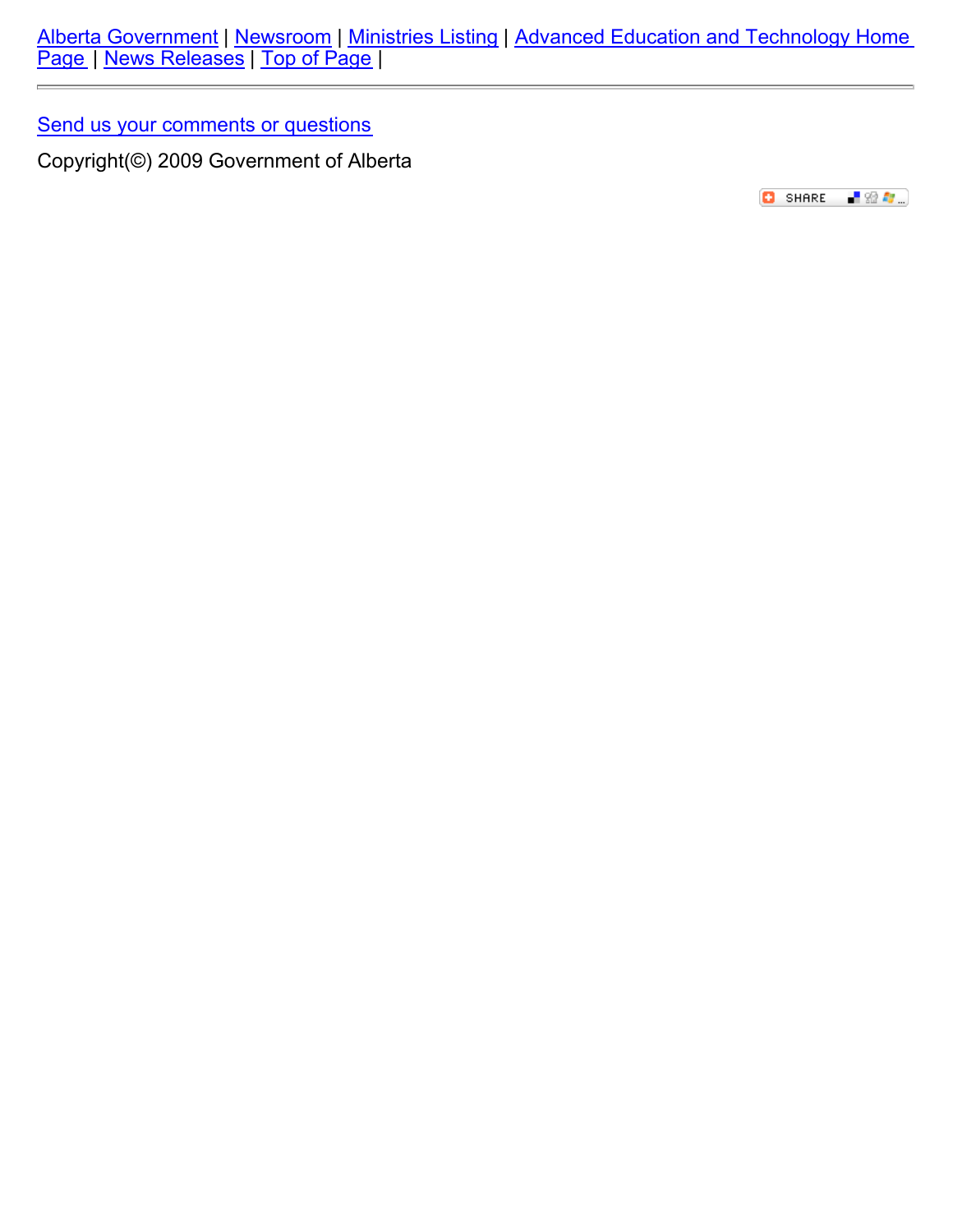[Alberta Government] | [Newsroom] | [Ministries Listing] | [Advanced Education and Technology Home Page ] | [News Releases] | [Top of Page] |

---

[Send us your comments or questions]

Copyright(©) 2009 Government of Alberta

SHARE